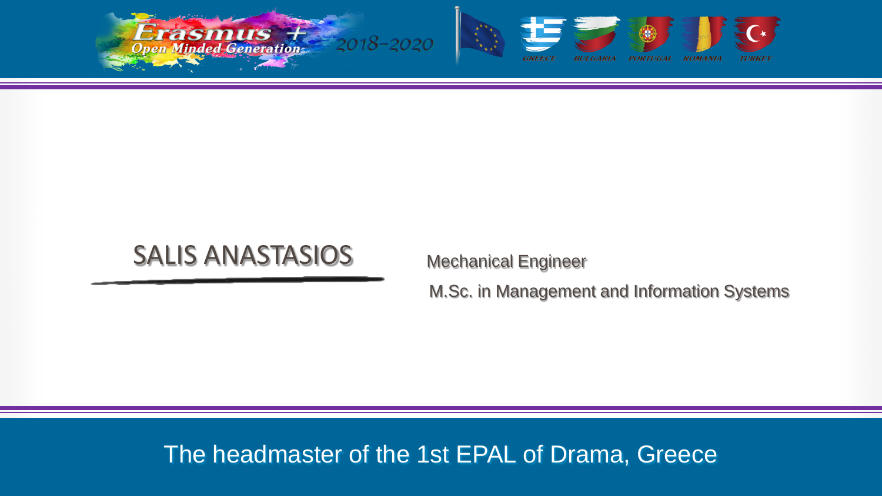Erasmus + Open Minded Generation 2018-2020

GREECE BULGARIA PORTUGAL ROMANIA TURKEY

# SALIS ANASTASIOS

Mechanical Engineer

M.Sc. in Management and Information Systems

The headmaster of the 1st EPAL of Drama, Greece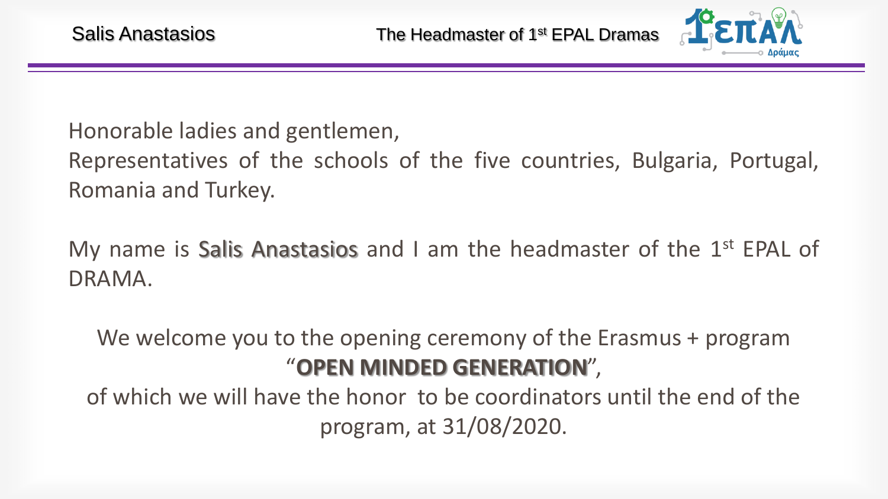Honorable ladies and gentlemen,
Representatives of the schools of the five countries, Bulgaria, Portugal, Romania and Turkey.

My name is Salis Anastasios and I am the headmaster of the 1st EPAL of DRAMA.

We welcome you to the opening ceremony of the Erasmus + program "**OPEN MINDED GENERATION**", of which we will have the honor to be coordinators until the end of the program, at 31/08/2020.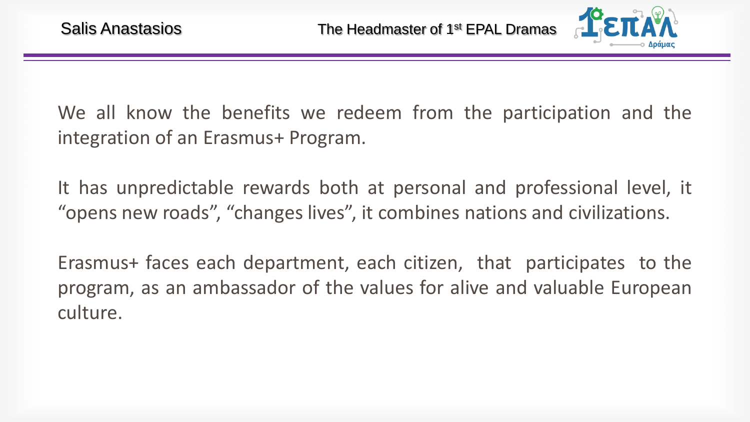We all know the benefits we redeem from the participation and the integration of an Erasmus+ Program.

It has unpredictable rewards both at personal and professional level, it “opens new roads”, “changes lives”, it combines nations and civilizations.

Erasmus+ faces each department, each citizen, that participates to the program, as an ambassador of the values for alive and valuable European culture.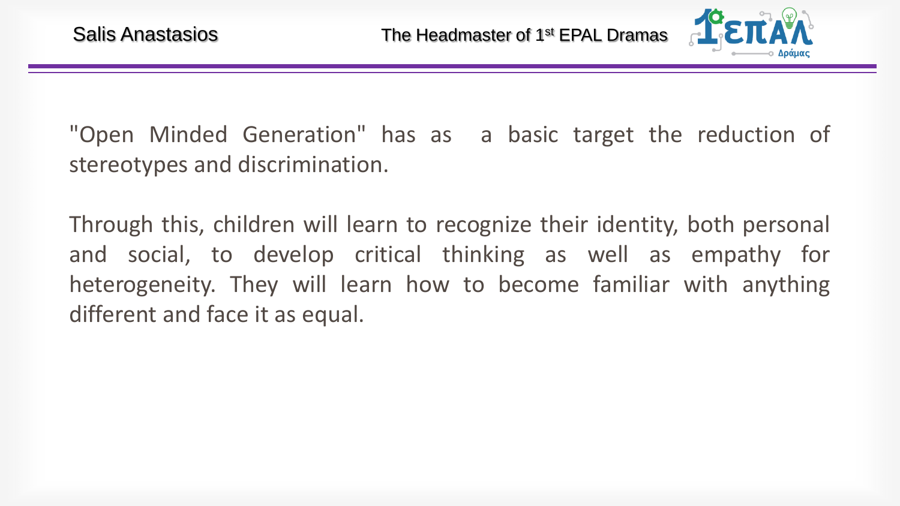"Open Minded Generation" has as a basic target the reduction of stereotypes and discrimination.

Through this, children will learn to recognize their identity, both personal and social, to develop critical thinking as well as empathy for heterogeneity. They will learn how to become familiar with anything different and face it as equal.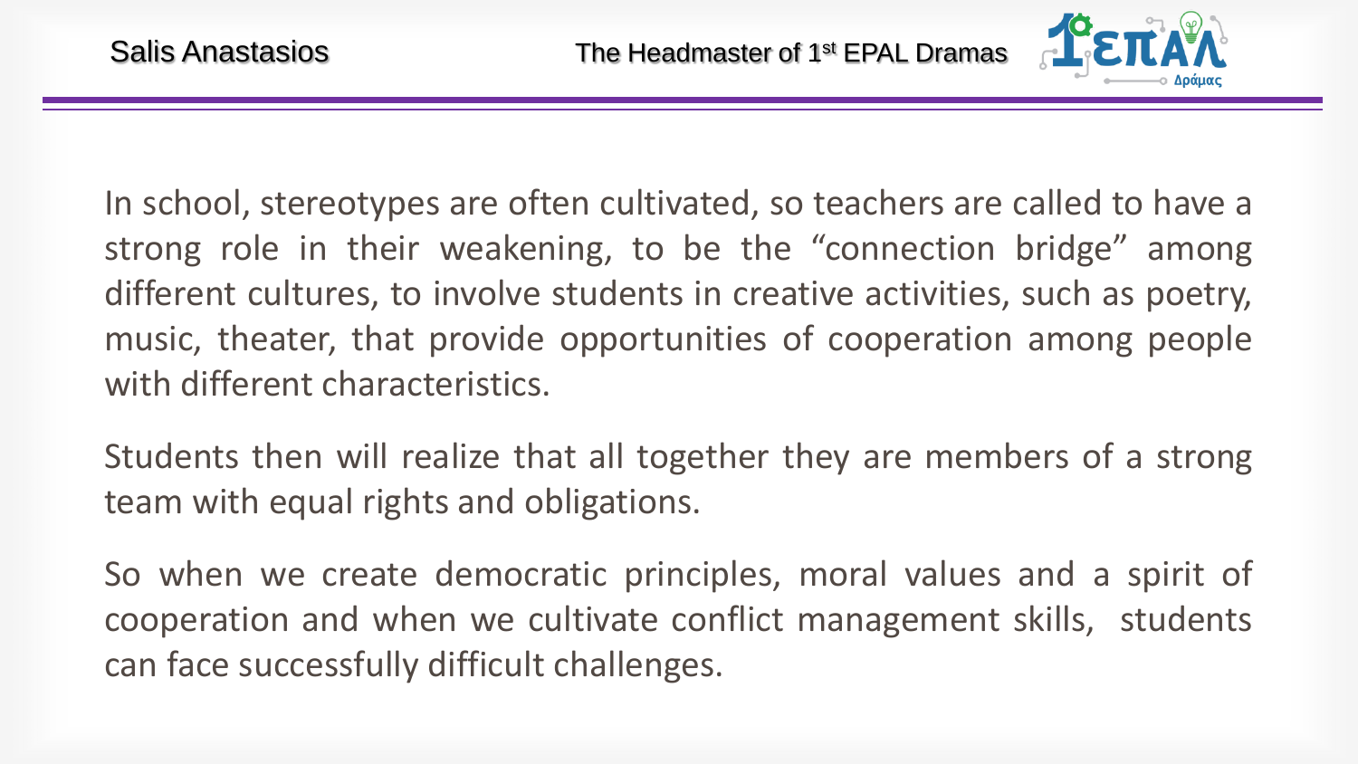In school, stereotypes are often cultivated, so teachers are called to have a strong role in their weakening, to be the "connection bridge" among different cultures, to involve students in creative activities, such as poetry, music, theater, that provide opportunities of cooperation among people with different characteristics.

Students then will realize that all together they are members of a strong team with equal rights and obligations.

So when we create democratic principles, moral values and a spirit of cooperation and when we cultivate conflict management skills, students can face successfully difficult challenges.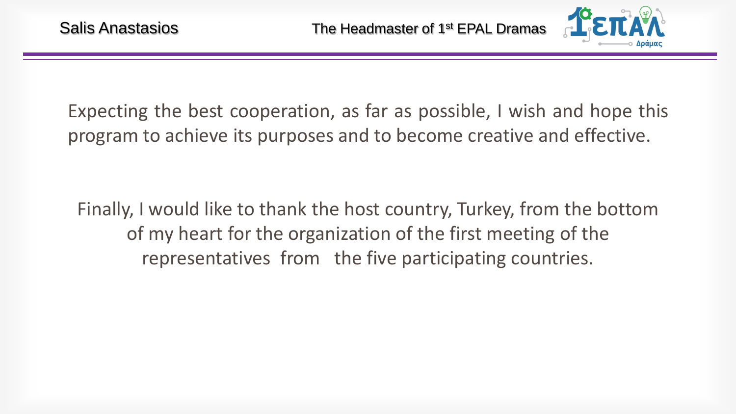Expecting the best cooperation, as far as possible, I wish and hope this program to achieve its purposes and to become creative and effective.

Finally, I would like to thank the host country, Turkey, from the bottom of my heart for the organization of the first meeting of the representatives from the five participating countries.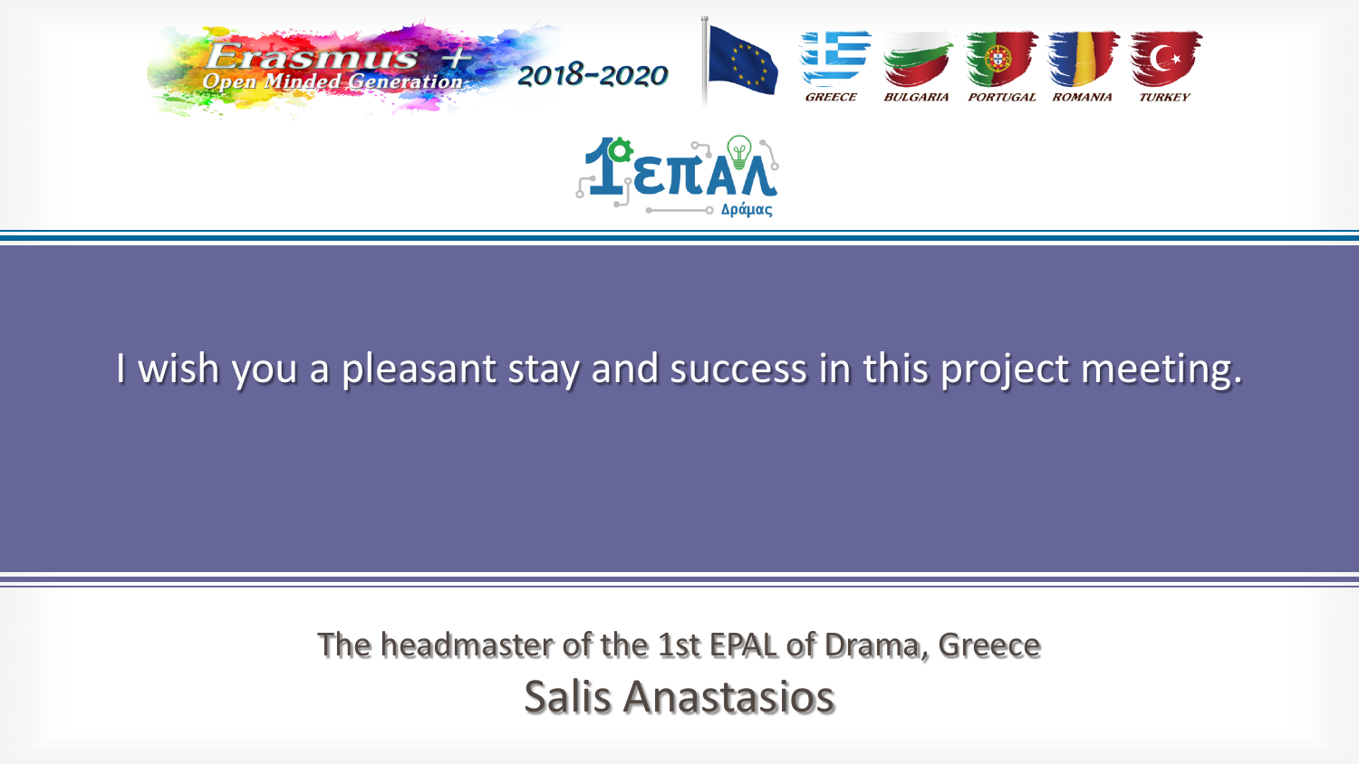Erasmus + Open Minded Generation 2018-2020

GREECE BULGARIA PORTUGAL ROMANIA TURKEY

1 ΕΠΑΛ Δράμας

I wish you a pleasant stay and success in this project meeting.

The headmaster of the 1st EPAL of Drama, Greece

Salis Anastasios